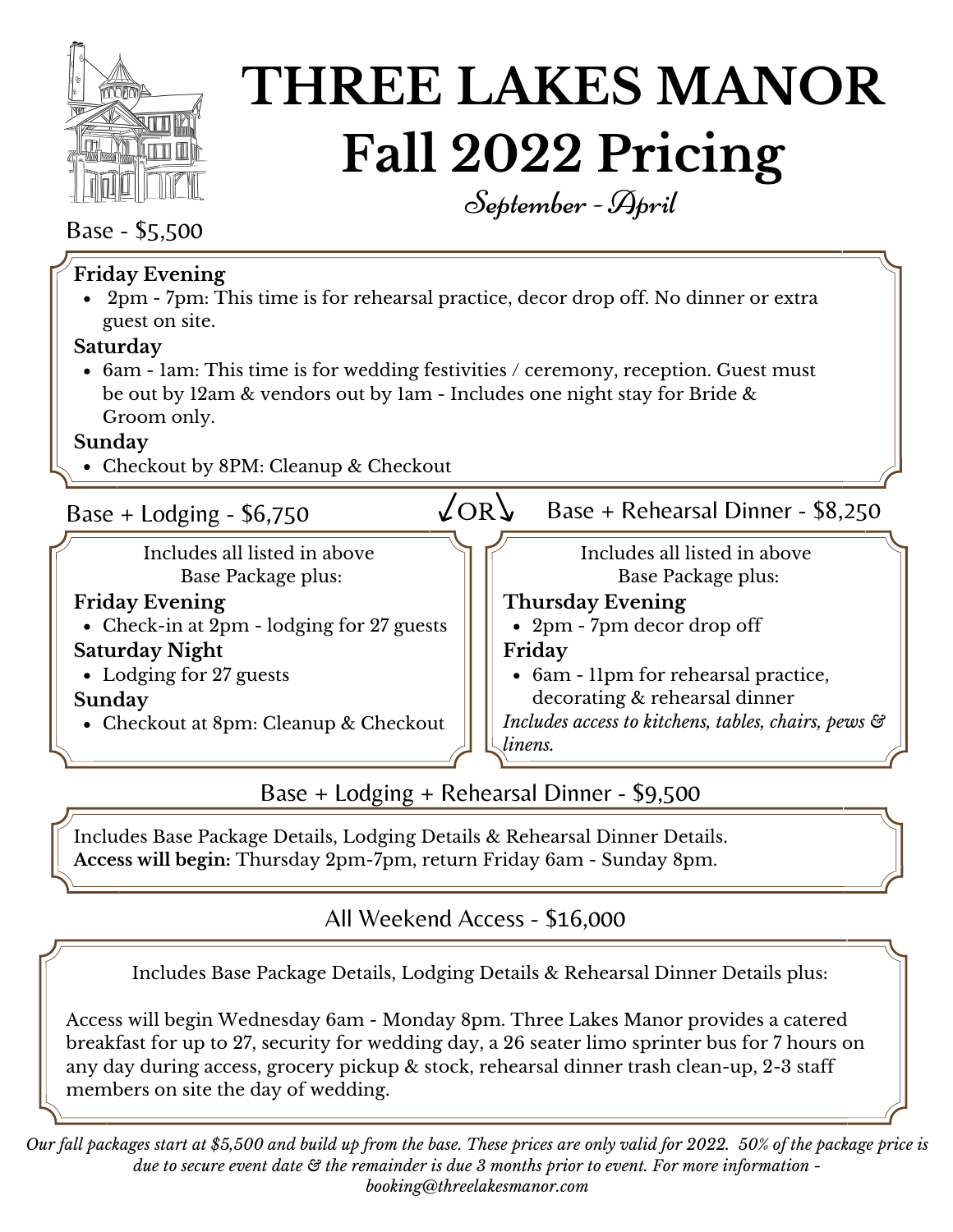# THREE LAKES MANOR
# Fall 2022 Pricing

*September - April*

## Base - $5,500

**Friday Evening**

- 2pm - 7pm: This time is for rehearsal practice, decor drop off. No dinner or extra guest on site.

**Saturday**

- 6am - 1am: This time is for wedding festivities / ceremony, reception. Guest must be out by 12am & vendors out by 1am - Includes one night stay for Bride & Groom only.

**Sunday**

- Checkout by 8PM: Cleanup & Checkout

## Base + Lodging - $6,750

Includes all listed in above Base Package plus:

**Friday Evening**

- Check-in at 2pm - lodging for 27 guests

**Saturday Night**

- Lodging for 27 guests

**Sunday**

- Checkout at 8pm: Cleanup & Checkout

OR

## Base + Rehearsal Dinner - $8,250

Includes all listed in above Base Package plus:

**Thursday Evening**

- 2pm - 7pm decor drop off

**Friday**

- 6am - 11pm for rehearsal practice, decorating & rehearsal dinner

*Includes access to kitchens, tables, chairs, pews & linens.*

## Base + Lodging + Rehearsal Dinner - $9,500

Includes Base Package Details, Lodging Details & Rehearsal Dinner Details.
**Access will begin:** Thursday 2pm-7pm, return Friday 6am - Sunday 8pm.

## All Weekend Access - $16,000

Includes Base Package Details, Lodging Details & Rehearsal Dinner Details plus:

Access will begin Wednesday 6am - Monday 8pm. Three Lakes Manor provides a catered breakfast for up to 27, security for wedding day, a 26 seater limo sprinter bus for 7 hours on any day during access, grocery pickup & stock, rehearsal dinner trash clean-up, 2-3 staff members on site the day of wedding.

*Our fall packages start at $5,500 and build up from the base. These prices are only valid for 2022. 50% of the package price is due to secure event date & the remainder is due 3 months prior to event. For more information - booking@threelakesmanor.com*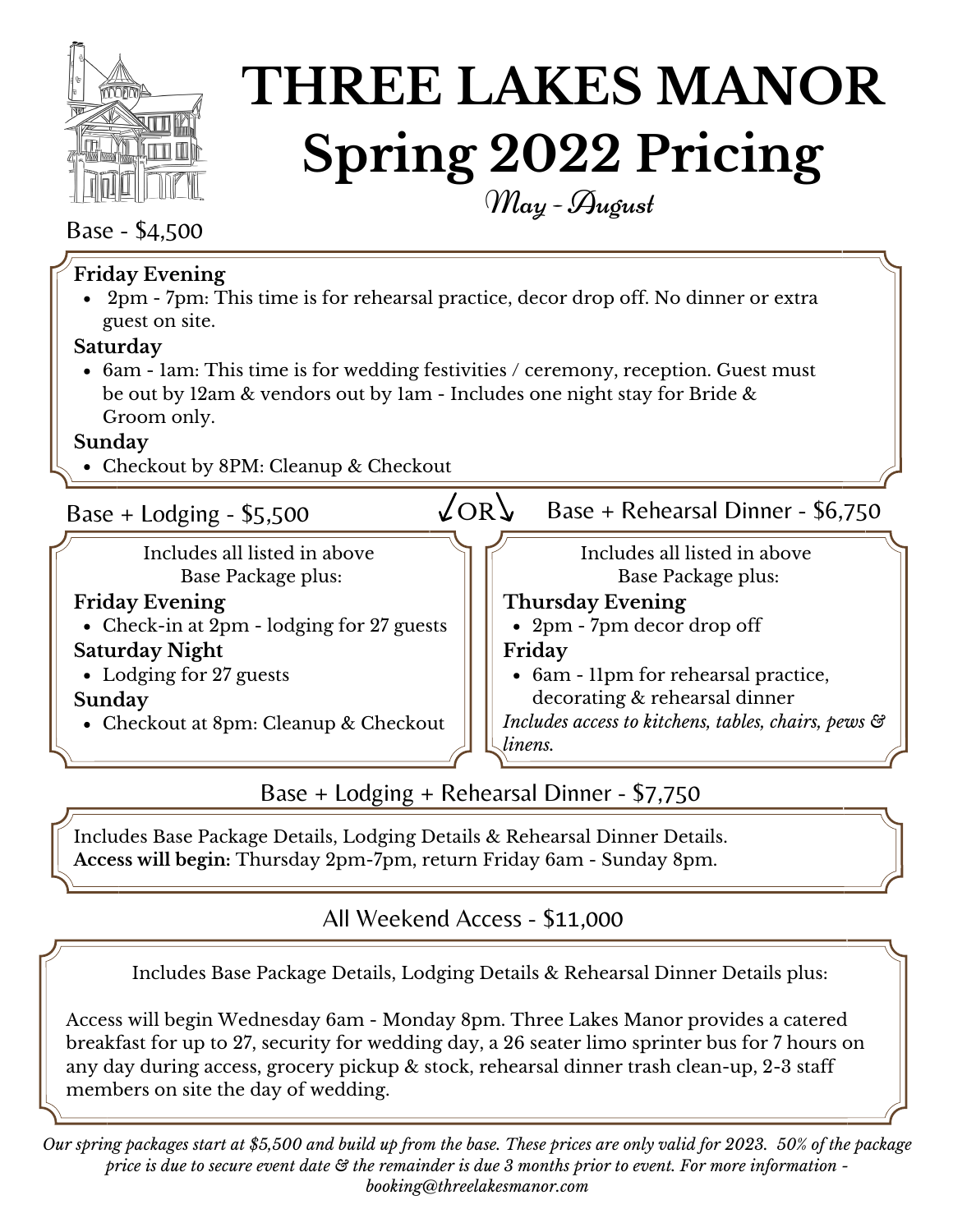# THREE LAKES MANOR
# Spring 2022 Pricing

*May - August*

## Base - $4,500

**Friday Evening**

- 2pm - 7pm: This time is for rehearsal practice, decor drop off. No dinner or extra guest on site.

**Saturday**

- 6am - 1am: This time is for wedding festivities / ceremony, reception. Guest must be out by 12am & vendors out by 1am - Includes one night stay for Bride & Groom only.

**Sunday**

- Checkout by 8PM: Cleanup & Checkout

## Base + Lodging - $5,500

Includes all listed in above Base Package plus:

**Friday Evening**

- Check-in at 2pm - lodging for 27 guests

**Saturday Night**

- Lodging for 27 guests

**Sunday**

- Checkout at 8pm: Cleanup & Checkout

OR

## Base + Rehearsal Dinner - $6,750

Includes all listed in above Base Package plus:

**Thursday Evening**

- 2pm - 7pm decor drop off

**Friday**

- 6am - 11pm for rehearsal practice, decorating & rehearsal dinner

*Includes access to kitchens, tables, chairs, pews & linens.*

## Base + Lodging + Rehearsal Dinner - $7,750

Includes Base Package Details, Lodging Details & Rehearsal Dinner Details.
**Access will begin:** Thursday 2pm-7pm, return Friday 6am - Sunday 8pm.

## All Weekend Access - $11,000

Includes Base Package Details, Lodging Details & Rehearsal Dinner Details plus:

Access will begin Wednesday 6am - Monday 8pm. Three Lakes Manor provides a catered breakfast for up to 27, security for wedding day, a 26 seater limo sprinter bus for 7 hours on any day during access, grocery pickup & stock, rehearsal dinner trash clean-up, 2-3 staff members on site the day of wedding.

*Our spring packages start at $5,500 and build up from the base. These prices are only valid for 2023. 50% of the package price is due to secure event date & the remainder is due 3 months prior to event. For more information - booking@threelakesmanor.com*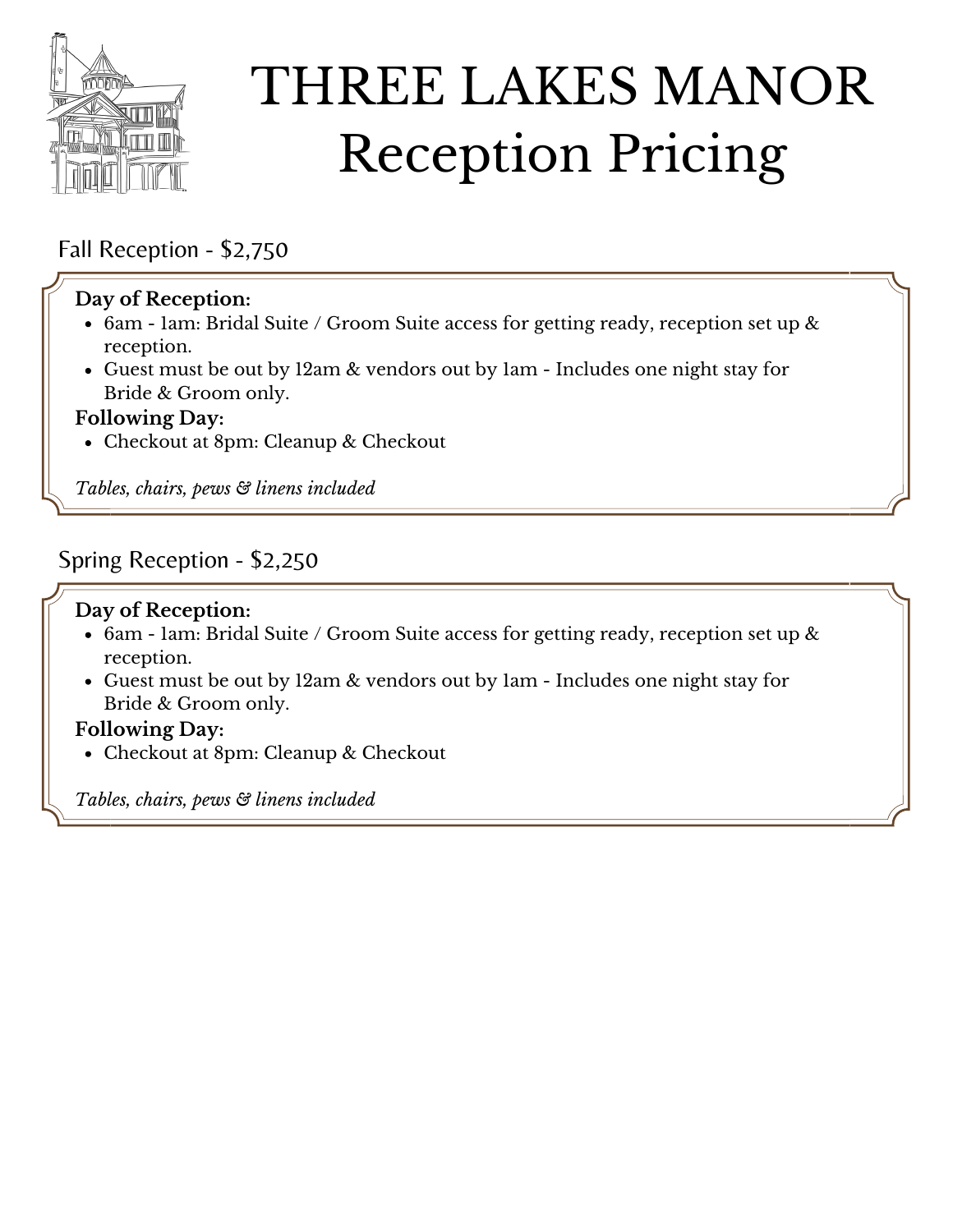# THREE LAKES MANOR Reception Pricing

## Fall Reception - $2,750

**Day of Reception:**

- 6am - 1am: Bridal Suite / Groom Suite access for getting ready, reception set up & reception.
- Guest must be out by 12am & vendors out by 1am - Includes one night stay for Bride & Groom only.

**Following Day:**

- Checkout at 8pm: Cleanup & Checkout

*Tables, chairs, pews & linens included*

## Spring Reception - $2,250

**Day of Reception:**

- 6am - 1am: Bridal Suite / Groom Suite access for getting ready, reception set up & reception.
- Guest must be out by 12am & vendors out by 1am - Includes one night stay for Bride & Groom only.

**Following Day:**

- Checkout at 8pm: Cleanup & Checkout

*Tables, chairs, pews & linens included*